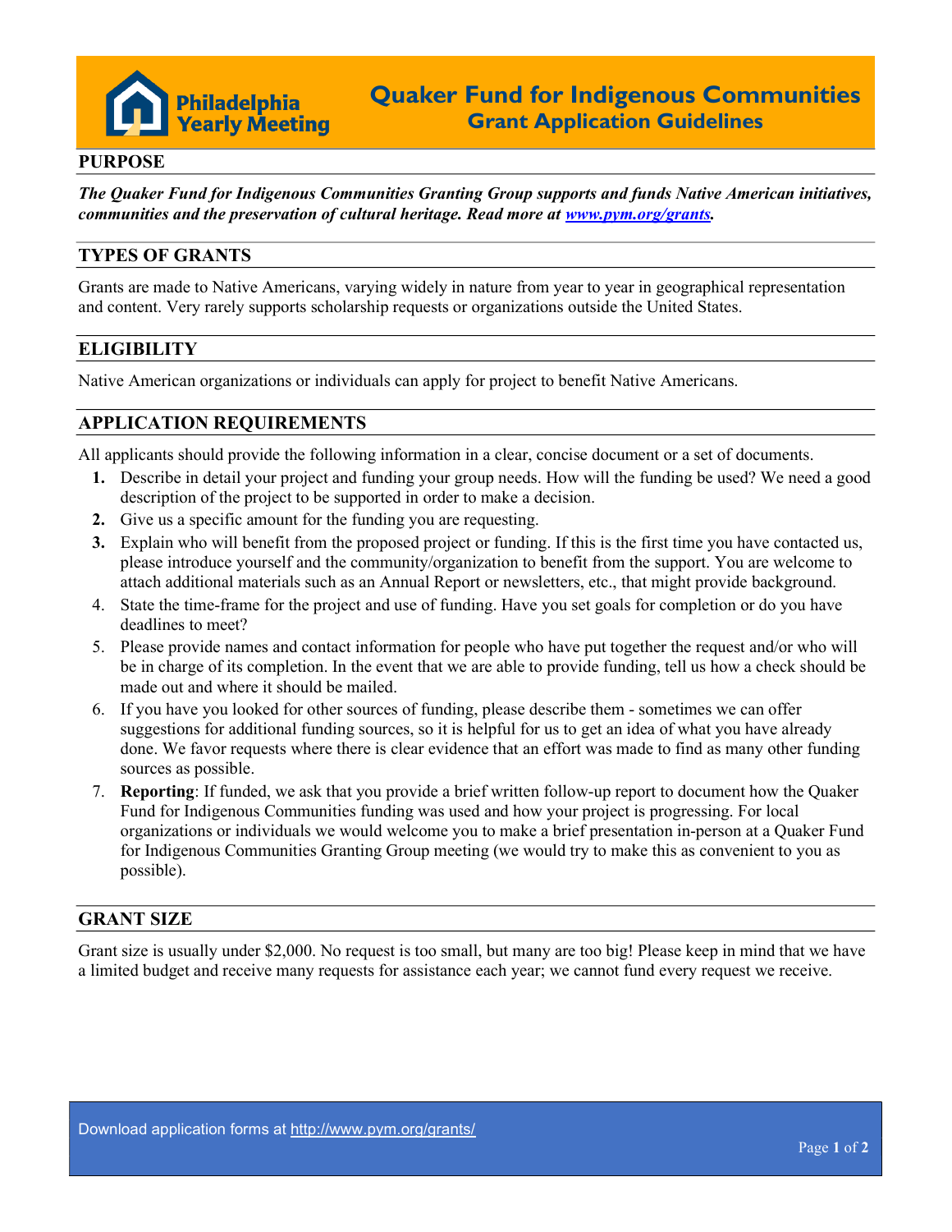Philadelphia Yearly Meeting

# Quaker Fund for Indigenous Communities
## Grant Application Guidelines

### PURPOSE

***The Quaker Fund for Indigenous Communities Granting Group supports and funds Native American initiatives, communities and the preservation of cultural heritage. Read more at [www.pym.org/grants](www.pym.org/grants).***

### TYPES OF GRANTS

Grants are made to Native Americans, varying widely in nature from year to year in geographical representation and content. Very rarely supports scholarship requests or organizations outside the United States.

### ELIGIBILITY

Native American organizations or individuals can apply for project to benefit Native Americans.

### APPLICATION REQUIREMENTS

All applicants should provide the following information in a clear, concise document or a set of documents.

1. Describe in detail your project and funding your group needs. How will the funding be used? We need a good description of the project to be supported in order to make a decision.
2. Give us a specific amount for the funding you are requesting.
3. Explain who will benefit from the proposed project or funding. If this is the first time you have contacted us, please introduce yourself and the community/organization to benefit from the support. You are welcome to attach additional materials such as an Annual Report or newsletters, etc., that might provide background.
4. State the time-frame for the project and use of funding. Have you set goals for completion or do you have deadlines to meet?
5. Please provide names and contact information for people who have put together the request and/or who will be in charge of its completion. In the event that we are able to provide funding, tell us how a check should be made out and where it should be mailed.
6. If you have you looked for other sources of funding, please describe them - sometimes we can offer suggestions for additional funding sources, so it is helpful for us to get an idea of what you have already done. We favor requests where there is clear evidence that an effort was made to find as many other funding sources as possible.
7. **Reporting**: If funded, we ask that you provide a brief written follow-up report to document how the Quaker Fund for Indigenous Communities funding was used and how your project is progressing. For local organizations or individuals we would welcome you to make a brief presentation in-person at a Quaker Fund for Indigenous Communities Granting Group meeting (we would try to make this as convenient to you as possible).

### GRANT SIZE

Grant size is usually under $2,000. No request is too small, but many are too big! Please keep in mind that we have a limited budget and receive many requests for assistance each year; we cannot fund every request we receive.

Download application forms at [http://www.pym.org/grants/](http://www.pym.org/grants/)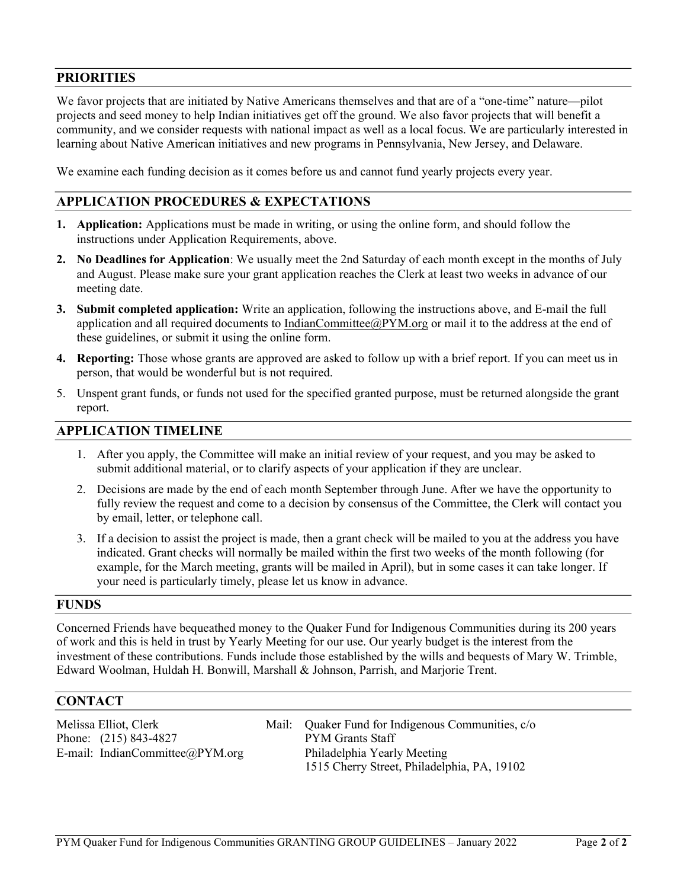## PRIORITIES

We favor projects that are initiated by Native Americans themselves and that are of a "one-time" nature—pilot projects and seed money to help Indian initiatives get off the ground. We also favor projects that will benefit a community, and we consider requests with national impact as well as a local focus. We are particularly interested in learning about Native American initiatives and new programs in Pennsylvania, New Jersey, and Delaware.

We examine each funding decision as it comes before us and cannot fund yearly projects every year.

## APPLICATION PROCEDURES & EXPECTATIONS

1. **Application:** Applications must be made in writing, or using the online form, and should follow the instructions under Application Requirements, above.
2. **No Deadlines for Application**: We usually meet the 2nd Saturday of each month except in the months of July and August. Please make sure your grant application reaches the Clerk at least two weeks in advance of our meeting date.
3. **Submit completed application:** Write an application, following the instructions above, and E-mail the full application and all required documents to IndianCommittee@PYM.org or mail it to the address at the end of these guidelines, or submit it using the online form.
4. **Reporting:** Those whose grants are approved are asked to follow up with a brief report. If you can meet us in person, that would be wonderful but is not required.
5. Unspent grant funds, or funds not used for the specified granted purpose, must be returned alongside the grant report.

## APPLICATION TIMELINE

1. After you apply, the Committee will make an initial review of your request, and you may be asked to submit additional material, or to clarify aspects of your application if they are unclear.
2. Decisions are made by the end of each month September through June. After we have the opportunity to fully review the request and come to a decision by consensus of the Committee, the Clerk will contact you by email, letter, or telephone call.
3. If a decision to assist the project is made, then a grant check will be mailed to you at the address you have indicated. Grant checks will normally be mailed within the first two weeks of the month following (for example, for the March meeting, grants will be mailed in April), but in some cases it can take longer. If your need is particularly timely, please let us know in advance.

## FUNDS

Concerned Friends have bequeathed money to the Quaker Fund for Indigenous Communities during its 200 years of work and this is held in trust by Yearly Meeting for our use. Our yearly budget is the interest from the investment of these contributions. Funds include those established by the wills and bequests of Mary W. Trimble, Edward Woolman, Huldah H. Bonwill, Marshall & Johnson, Parrish, and Marjorie Trent.

## CONTACT

Melissa Elliot, Clerk
Phone: (215) 843-4827
E-mail: IndianCommittee@PYM.org

Mail: Quaker Fund for Indigenous Communities, c/o
PYM Grants Staff
Philadelphia Yearly Meeting
1515 Cherry Street, Philadelphia, PA, 19102